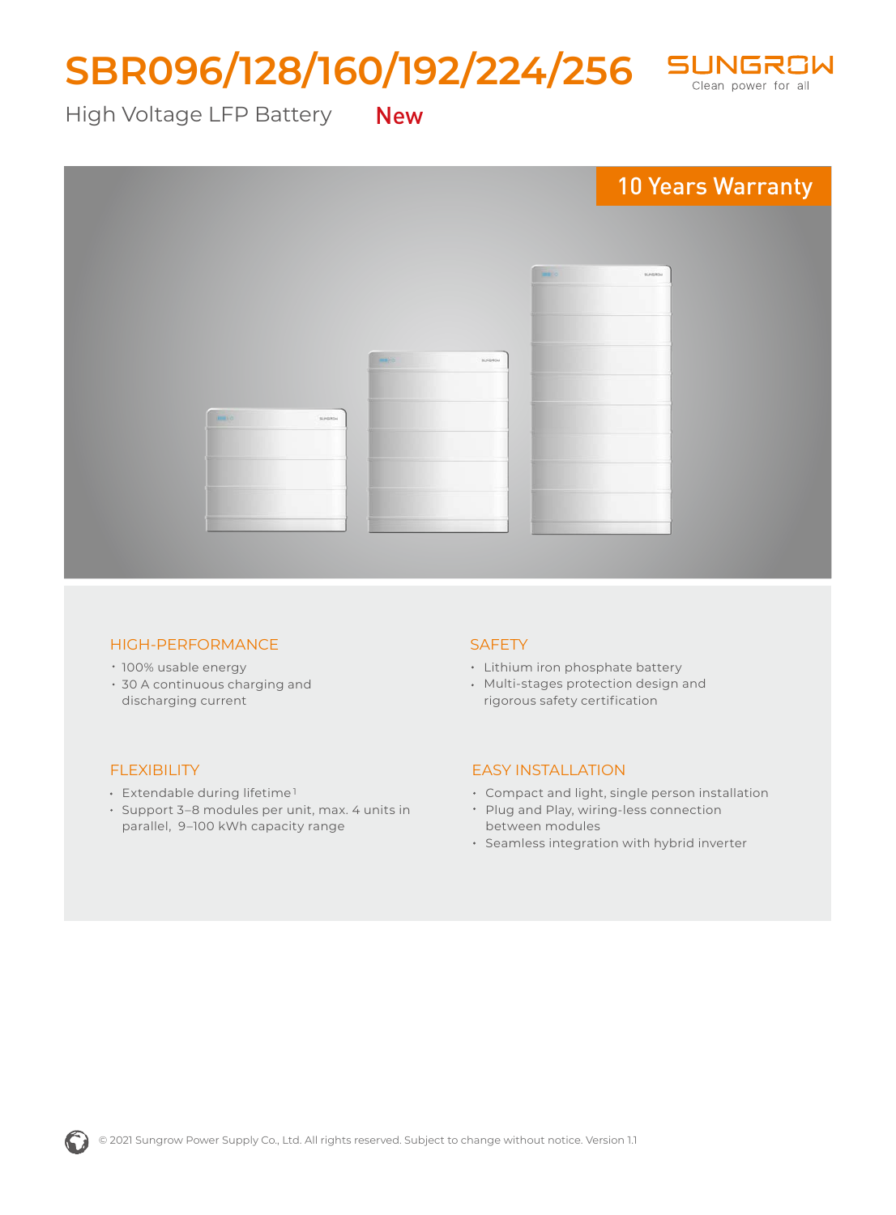# SBR096/128/160/192/224/256

SUNGROW
Clean power for all

High Voltage LFP Battery **New**

10 Years Warranty

## HIGH-PERFORMANCE

- 100% usable energy
- 30 A continuous charging and discharging current

## SAFETY

- Lithium iron phosphate battery
- Multi-stages protection design and rigorous safety certification

## FLEXIBILITY

- Extendable during lifetime[1]
- Support 3–8 modules per unit, max. 4 units in parallel, 9–100 kWh capacity range

## EASY INSTALLATION

- Compact and light, single person installation
- Plug and Play, wiring-less connection between modules
- Seamless integration with hybrid inverter

© 2021 Sungrow Power Supply Co., Ltd. All rights reserved. Subject to change without notice. Version 1.1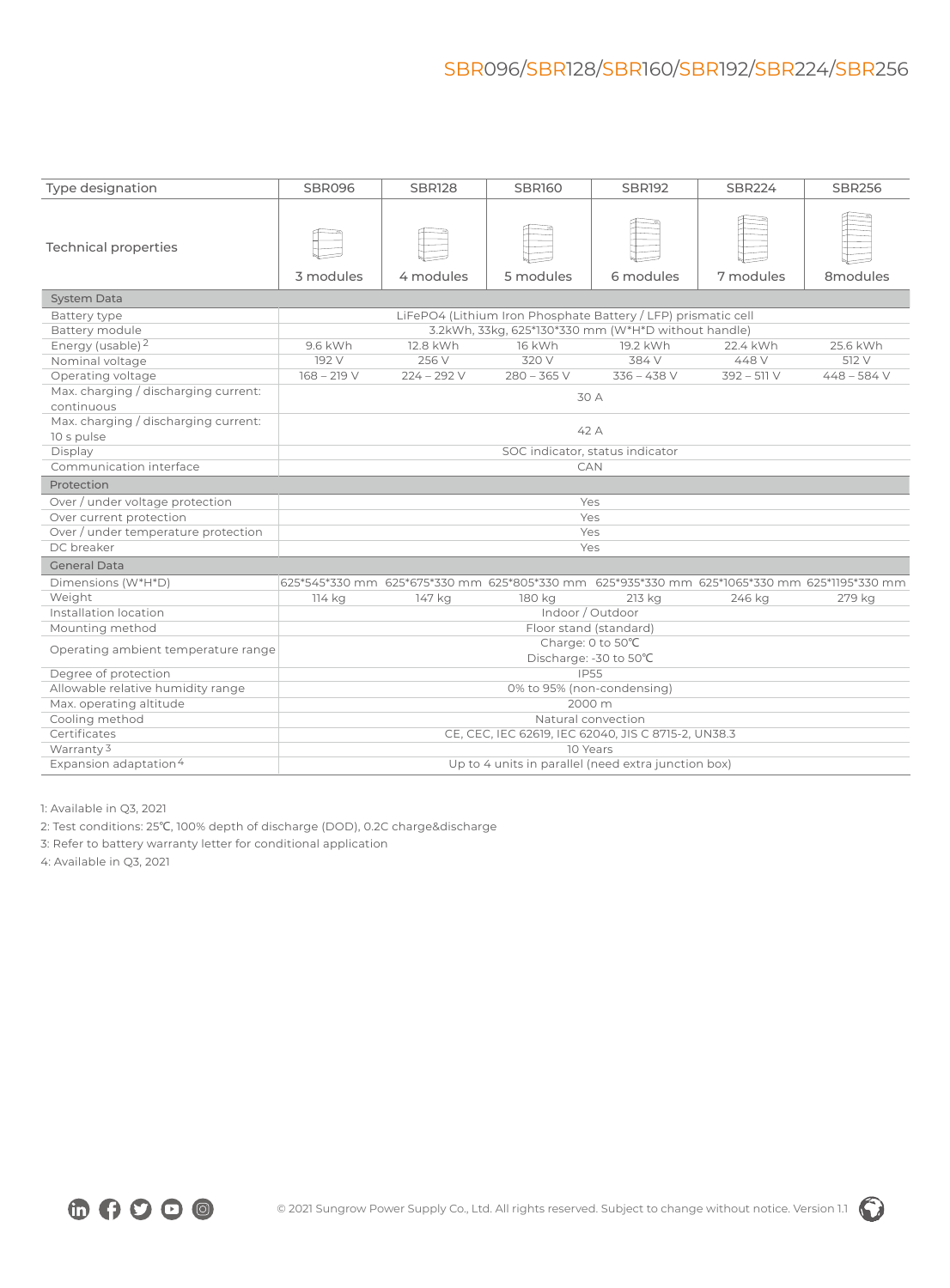# SBR096/SBR128/SBR160/SBR192/SBR224/SBR256

| Type designation | SBR096 | SBR128 | SBR160 | SBR192 | SBR224 | SBR256 |
|---|---|---|---|---|---|---|
| Technical properties | 3 modules | 4 modules | 5 modules | 6 modules | 7 modules | 8modules |
| **System Data** | | | | | | |
| Battery type | LiFePO4 (Lithium Iron Phosphate Battery / LFP) prismatic cell | | | | | |
| Battery module | 3.2kWh, 33kg, 625*130*330 mm (W*H*D without handle) | | | | | |
| Energy (usable)[2] | 9.6 kWh | 12.8 kWh | 16 kWh | 19.2 kWh | 22.4 kWh | 25.6 kWh |
| Nominal voltage | 192 V | 256 V | 320 V | 384 V | 448 V | 512 V |
| Operating voltage | 168 – 219 V | 224 – 292 V | 280 – 365 V | 336 – 438 V | 392 – 511 V | 448 – 584 V |
| Max. charging / discharging current: continuous | 30 A | | | | | |
| Max. charging / discharging current: 10 s pulse | 42 A | | | | | |
| Display | SOC indicator, status indicator | | | | | |
| Communication interface | CAN | | | | | |
| **Protection** | | | | | | |
| Over / under voltage protection | Yes | | | | | |
| Over current protection | Yes | | | | | |
| Over / under temperature protection | Yes | | | | | |
| DC breaker | Yes | | | | | |
| **General Data** | | | | | | |
| Dimensions (W*H*D) | 625*545*330 mm | 625*675*330 mm | 625*805*330 mm | 625*935*330 mm | 625*1065*330 mm | 625*1195*330 mm |
| Weight | 114 kg | 147 kg | 180 kg | 213 kg | 246 kg | 279 kg |
| Installation location | Indoor / Outdoor | | | | | |
| Mounting method | Floor stand (standard) | | | | | |
| Operating ambient temperature range | Charge: 0 to 50℃<br>Discharge: -30 to 50℃ | | | | | |
| Degree of protection | IP55 | | | | | |
| Allowable relative humidity range | 0% to 95% (non-condensing) | | | | | |
| Max. operating altitude | 2000 m | | | | | |
| Cooling method | Natural convection | | | | | |
| Certificates | CE, CEC, IEC 62619, IEC 62040, JIS C 8715-2, UN38.3 | | | | | |
| Warranty[3] | 10 Years | | | | | |
| Expansion adaptation[4] | Up to 4 units in parallel (need extra junction box) | | | | | |

1: Available in Q3, 2021

2: Test conditions: 25℃, 100% depth of discharge (DOD), 0.2C charge&discharge

3: Refer to battery warranty letter for conditional application

4: Available in Q3, 2021

© 2021 Sungrow Power Supply Co., Ltd. All rights reserved. Subject to change without notice. Version 1.1